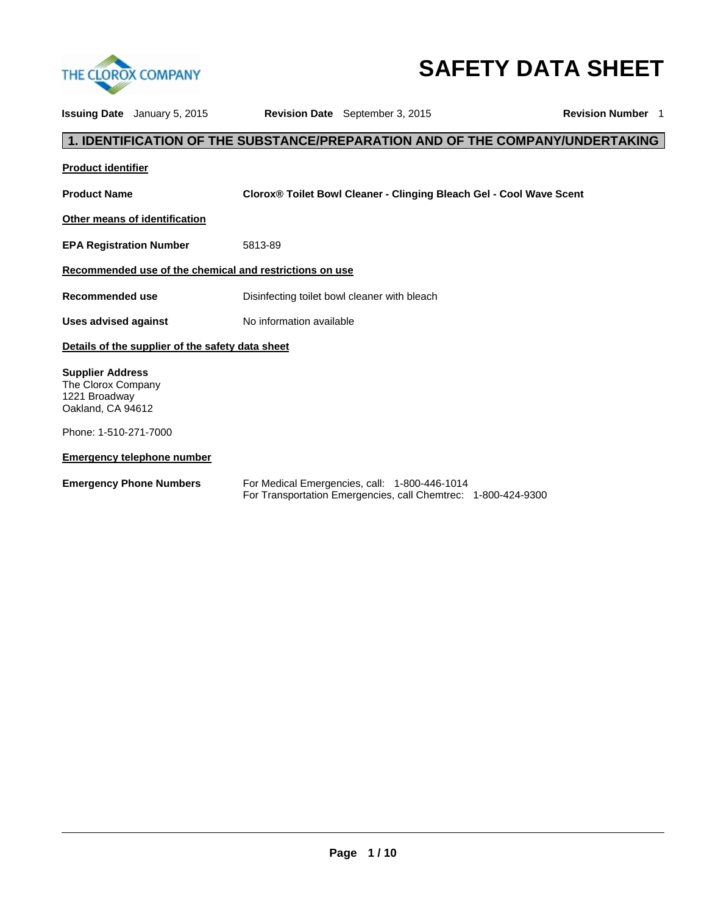# SAFETY DATA SHEET

**Issuing Date** January 5, 2015 **Revision Date** September 3, 2015 **Revision Number** 1

## 1. IDENTIFICATION OF THE SUBSTANCE/PREPARATION AND OF THE COMPANY/UNDERTAKING

**Product identifier**

**Product Name** **Clorox® Toilet Bowl Cleaner - Clinging Bleach Gel - Cool Wave Scent**

**Other means of identification**

**EPA Registration Number** 5813-89

**Recommended use of the chemical and restrictions on use**

**Recommended use** Disinfecting toilet bowl cleaner with bleach

**Uses advised against** No information available

**Details of the supplier of the safety data sheet**

**Supplier Address**
The Clorox Company
1221 Broadway
Oakland, CA 94612

Phone: 1-510-271-7000

**Emergency telephone number**

**Emergency Phone Numbers** For Medical Emergencies, call: 1-800-446-1014
For Transportation Emergencies, call Chemtrec: 1-800-424-9300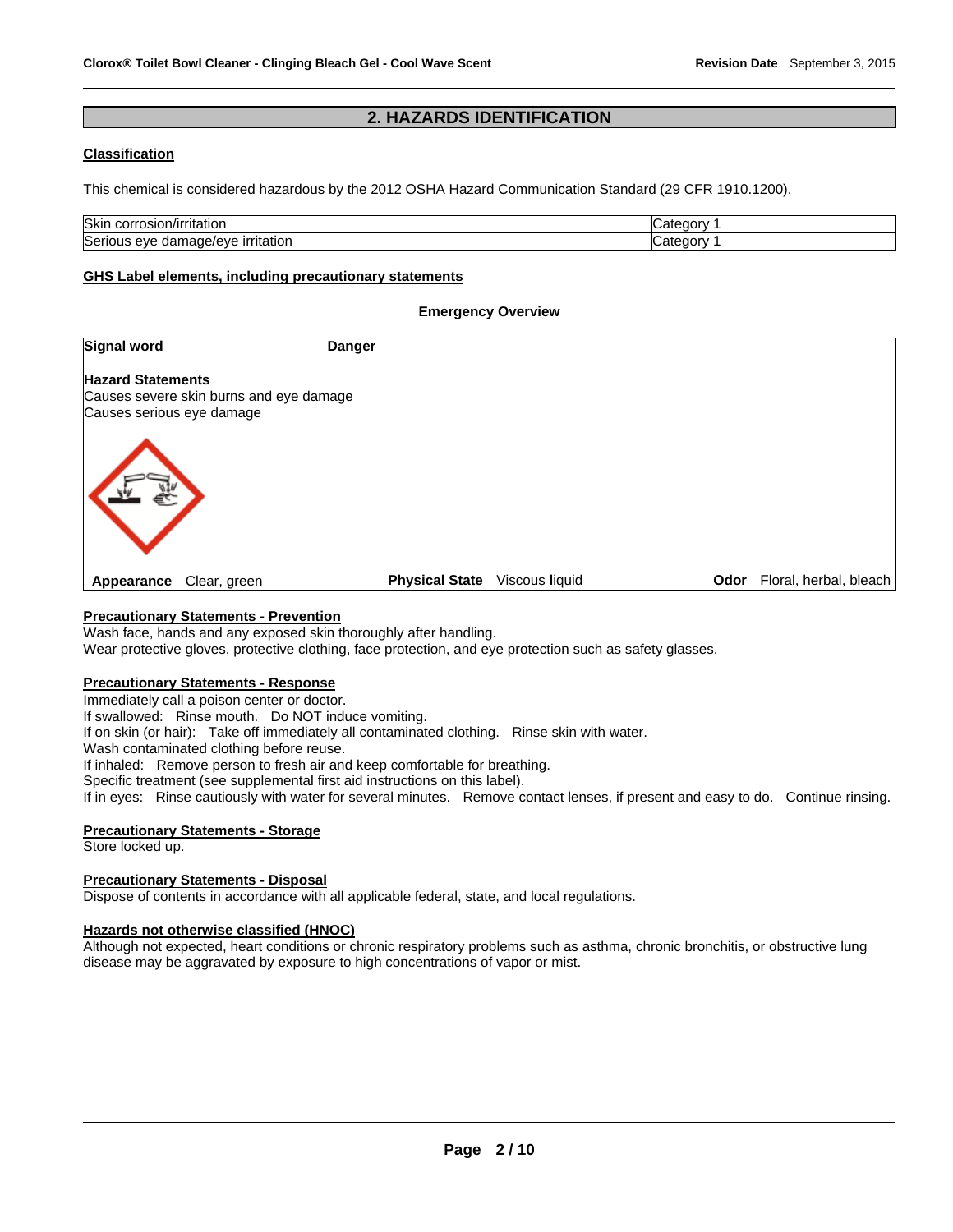## 2. HAZARDS IDENTIFICATION

### Classification

This chemical is considered hazardous by the 2012 OSHA Hazard Communication Standard (29 CFR 1910.1200).

| Skin corrosion/irritation | Category 1 |
|---|---|
| Serious eye damage/eye irritation | Category 1 |

### GHS Label elements, including precautionary statements

**Emergency Overview**

**Signal word** **Danger**

**Hazard Statements**
Causes severe skin burns and eye damage
Causes serious eye damage

**Appearance** Clear, green **Physical State** Viscous liquid **Odor** Floral, herbal, bleach

### Precautionary Statements - Prevention

Wash face, hands and any exposed skin thoroughly after handling.
Wear protective gloves, protective clothing, face protection, and eye protection such as safety glasses.

### Precautionary Statements - Response

Immediately call a poison center or doctor.
If swallowed: Rinse mouth. Do NOT induce vomiting.
If on skin (or hair): Take off immediately all contaminated clothing. Rinse skin with water.
Wash contaminated clothing before reuse.
If inhaled: Remove person to fresh air and keep comfortable for breathing.
Specific treatment (see supplemental first aid instructions on this label).
If in eyes: Rinse cautiously with water for several minutes. Remove contact lenses, if present and easy to do. Continue rinsing.

### Precautionary Statements - Storage

Store locked up.

### Precautionary Statements - Disposal

Dispose of contents in accordance with all applicable federal, state, and local regulations.

### Hazards not otherwise classified (HNOC)

Although not expected, heart conditions or chronic respiratory problems such as asthma, chronic bronchitis, or obstructive lung disease may be aggravated by exposure to high concentrations of vapor or mist.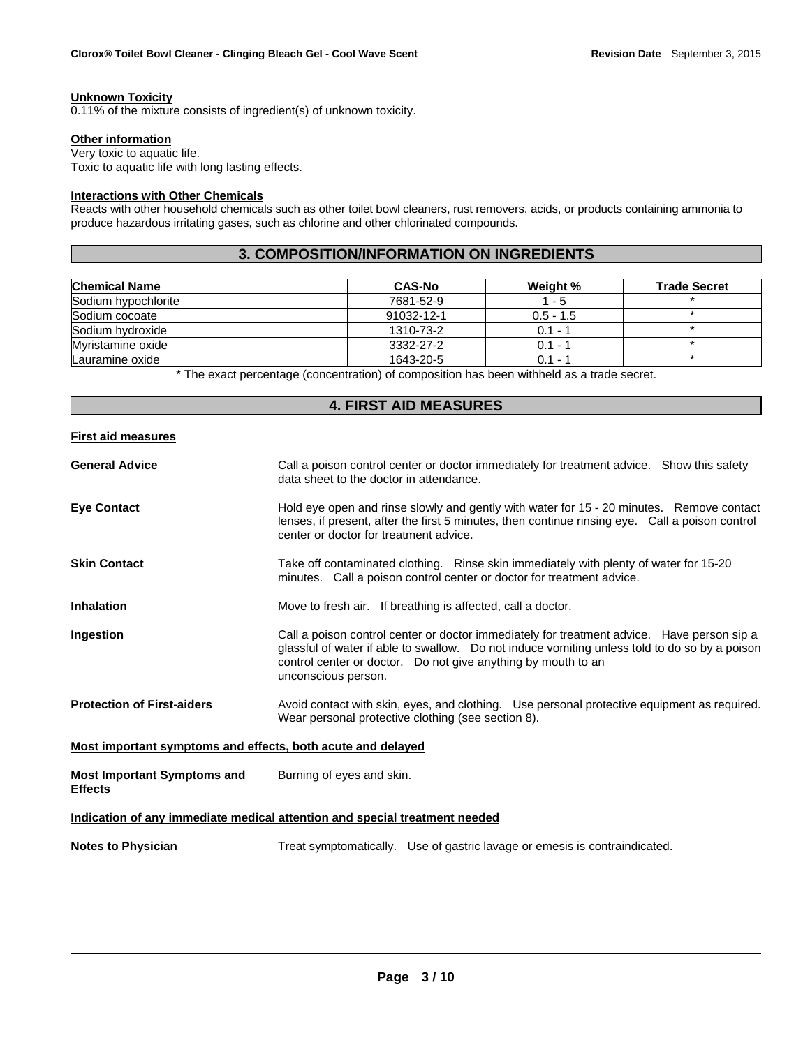#### Unknown Toxicity

0.11% of the mixture consists of ingredient(s) of unknown toxicity.

#### Other information

Very toxic to aquatic life.
Toxic to aquatic life with long lasting effects.

#### Interactions with Other Chemicals

Reacts with other household chemicals such as other toilet bowl cleaners, rust removers, acids, or products containing ammonia to produce hazardous irritating gases, such as chlorine and other chlorinated compounds.

## 3. COMPOSITION/INFORMATION ON INGREDIENTS

| Chemical Name | CAS-No | Weight % | Trade Secret |
|---|---|---|---|
| Sodium hypochlorite | 7681-52-9 | 1 - 5 | * |
| Sodium cocoate | 91032-12-1 | 0.5 - 1.5 | * |
| Sodium hydroxide | 1310-73-2 | 0.1 - 1 | * |
| Myristamine oxide | 3332-27-2 | 0.1 - 1 | * |
| Lauramine oxide | 1643-20-5 | 0.1 - 1 | * |

* The exact percentage (concentration) of composition has been withheld as a trade secret.

## 4. FIRST AID MEASURES

#### First aid measures

**General Advice** Call a poison control center or doctor immediately for treatment advice. Show this safety data sheet to the doctor in attendance.

**Eye Contact** Hold eye open and rinse slowly and gently with water for 15 - 20 minutes. Remove contact lenses, if present, after the first 5 minutes, then continue rinsing eye. Call a poison control center or doctor for treatment advice.

**Skin Contact** Take off contaminated clothing. Rinse skin immediately with plenty of water for 15-20 minutes. Call a poison control center or doctor for treatment advice.

**Inhalation** Move to fresh air. If breathing is affected, call a doctor.

**Ingestion** Call a poison control center or doctor immediately for treatment advice. Have person sip a glassful of water if able to swallow. Do not induce vomiting unless told to do so by a poison control center or doctor. Do not give anything by mouth to an unconscious person.

**Protection of First-aiders** Avoid contact with skin, eyes, and clothing. Use personal protective equipment as required. Wear personal protective clothing (see section 8).

#### Most important symptoms and effects, both acute and delayed

**Most Important Symptoms and Effects** Burning of eyes and skin.

#### Indication of any immediate medical attention and special treatment needed

**Notes to Physician** Treat symptomatically. Use of gastric lavage or emesis is contraindicated.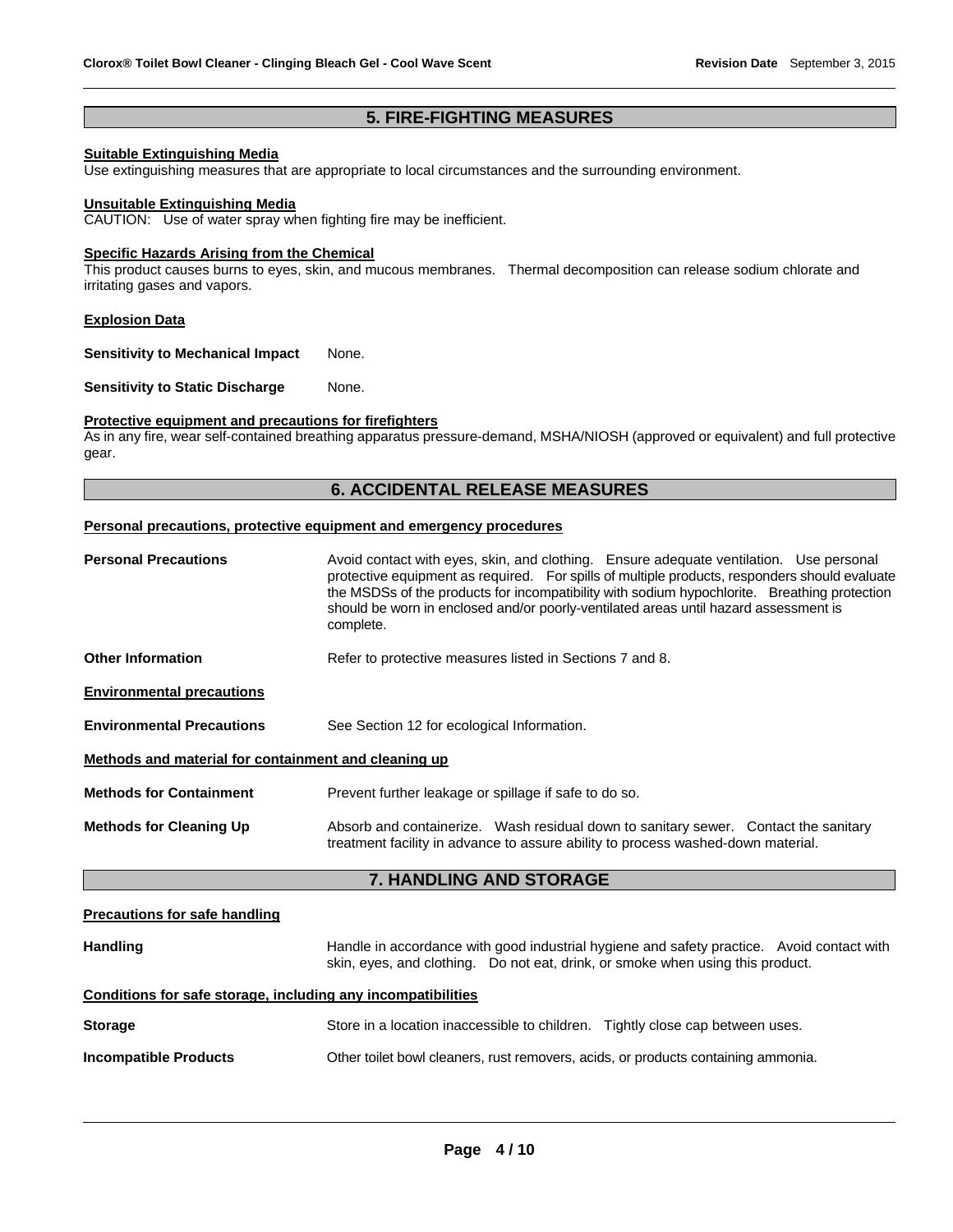## 5. FIRE-FIGHTING MEASURES

**Suitable Extinguishing Media**

Use extinguishing measures that are appropriate to local circumstances and the surrounding environment.

**Unsuitable Extinguishing Media**

CAUTION: Use of water spray when fighting fire may be inefficient.

**Specific Hazards Arising from the Chemical**

This product causes burns to eyes, skin, and mucous membranes. Thermal decomposition can release sodium chlorate and irritating gases and vapors.

**Explosion Data**

**Sensitivity to Mechanical Impact** None.

**Sensitivity to Static Discharge** None.

**Protective equipment and precautions for firefighters**

As in any fire, wear self-contained breathing apparatus pressure-demand, MSHA/NIOSH (approved or equivalent) and full protective gear.

## 6. ACCIDENTAL RELEASE MEASURES

**Personal precautions, protective equipment and emergency procedures**

**Personal Precautions** Avoid contact with eyes, skin, and clothing. Ensure adequate ventilation. Use personal protective equipment as required. For spills of multiple products, responders should evaluate the MSDSs of the products for incompatibility with sodium hypochlorite. Breathing protection should be worn in enclosed and/or poorly-ventilated areas until hazard assessment is complete.

**Other Information** Refer to protective measures listed in Sections 7 and 8.

**Environmental precautions**

**Environmental Precautions** See Section 12 for ecological Information.

**Methods and material for containment and cleaning up**

**Methods for Containment** Prevent further leakage or spillage if safe to do so.

**Methods for Cleaning Up** Absorb and containerize. Wash residual down to sanitary sewer. Contact the sanitary treatment facility in advance to assure ability to process washed-down material.

## 7. HANDLING AND STORAGE

**Precautions for safe handling**

**Handling** Handle in accordance with good industrial hygiene and safety practice. Avoid contact with skin, eyes, and clothing. Do not eat, drink, or smoke when using this product.

**Conditions for safe storage, including any incompatibilities**

**Storage** Store in a location inaccessible to children. Tightly close cap between uses.

**Incompatible Products** Other toilet bowl cleaners, rust removers, acids, or products containing ammonia.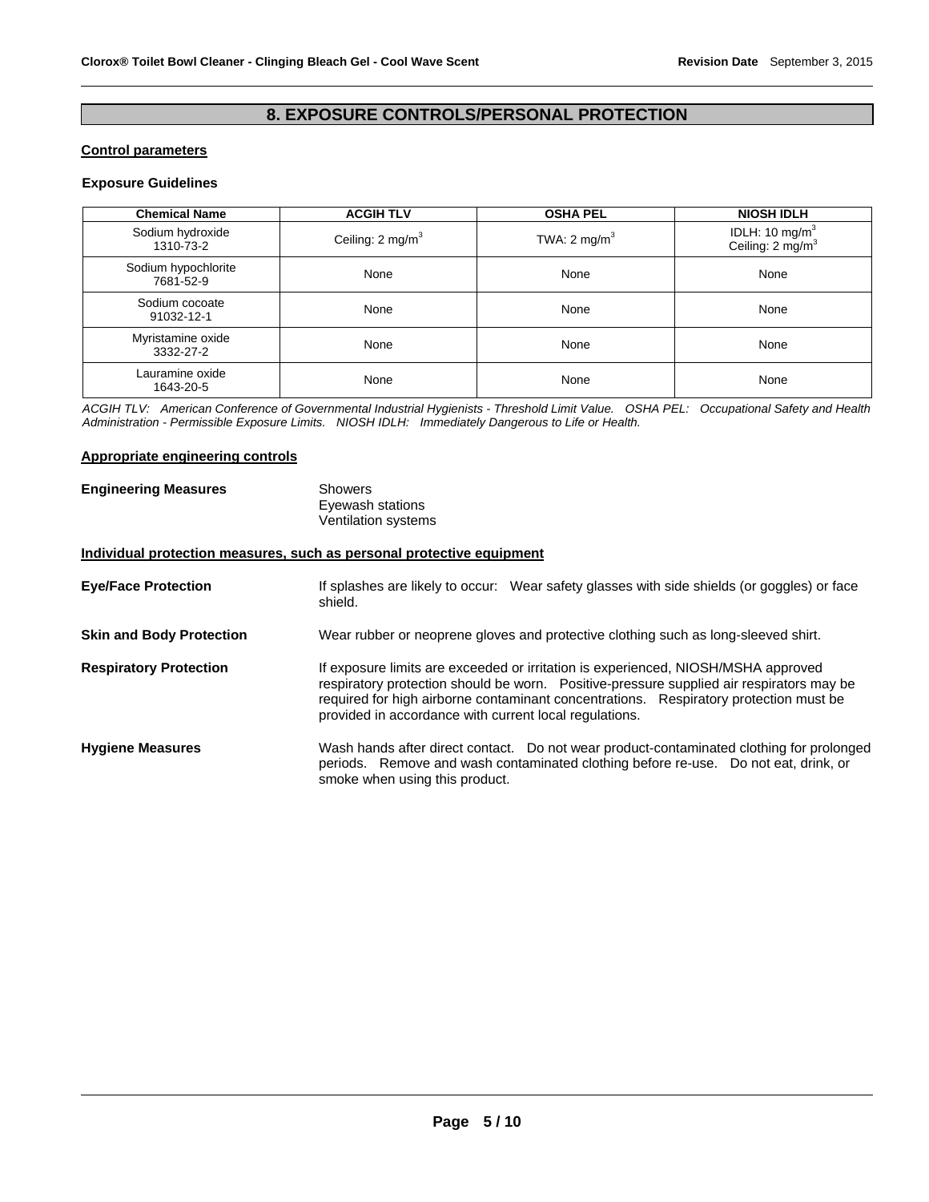# 8. EXPOSURE CONTROLS/PERSONAL PROTECTION

## Control parameters

### Exposure Guidelines

| Chemical Name | ACGIH TLV | OSHA PEL | NIOSH IDLH |
|---|---|---|---|
| Sodium hydroxide 1310-73-2 | Ceiling: 2 $mg/m^3$ | TWA: 2 $mg/m^3$ | IDLH: 10 $mg/m^3$ Ceiling: 2 $mg/m^3$ |
| Sodium hypochlorite 7681-52-9 | None | None | None |
| Sodium cocoate 91032-12-1 | None | None | None |
| Myristamine oxide 3332-27-2 | None | None | None |
| Lauramine oxide 1643-20-5 | None | None | None |

*ACGIH TLV: American Conference of Governmental Industrial Hygienists - Threshold Limit Value. OSHA PEL: Occupational Safety and Health Administration - Permissible Exposure Limits. NIOSH IDLH: Immediately Dangerous to Life or Health.*

## Appropriate engineering controls

**Engineering Measures**

Showers
Eyewash stations
Ventilation systems

## Individual protection measures, such as personal protective equipment

**Eye/Face Protection**

If splashes are likely to occur: Wear safety glasses with side shields (or goggles) or face shield.

**Skin and Body Protection**

Wear rubber or neoprene gloves and protective clothing such as long-sleeved shirt.

**Respiratory Protection**

If exposure limits are exceeded or irritation is experienced, NIOSH/MSHA approved respiratory protection should be worn. Positive-pressure supplied air respirators may be required for high airborne contaminant concentrations. Respiratory protection must be provided in accordance with current local regulations.

**Hygiene Measures**

Wash hands after direct contact. Do not wear product-contaminated clothing for prolonged periods. Remove and wash contaminated clothing before re-use. Do not eat, drink, or smoke when using this product.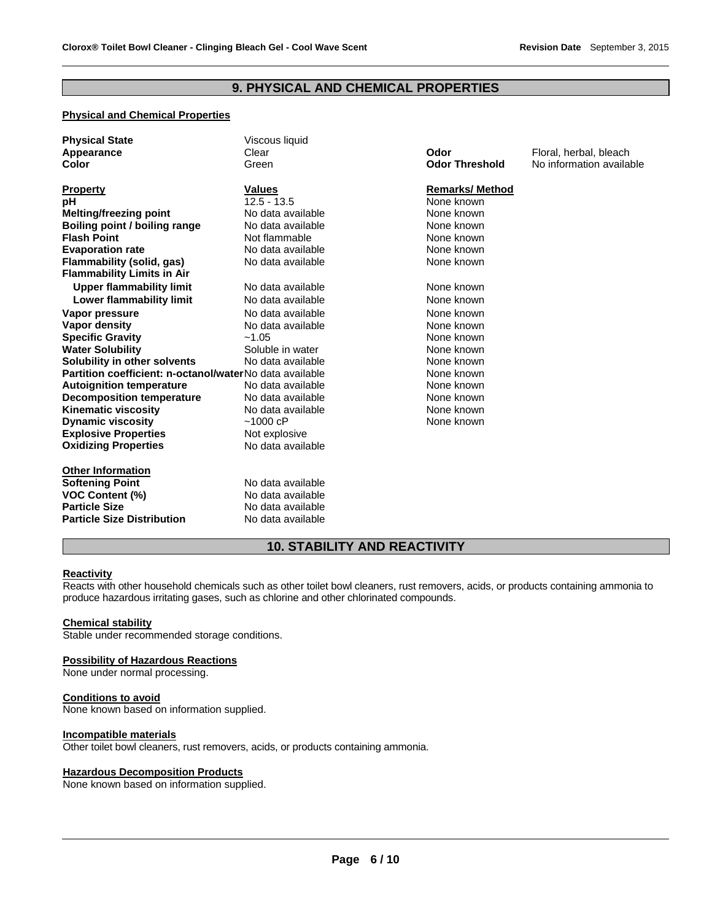## 9. PHYSICAL AND CHEMICAL PROPERTIES

### Physical and Chemical Properties

| | | | |
|---|---|---|---|
| **Physical State** | Viscous liquid | | |
| **Appearance** | Clear | **Odor** | Floral, herbal, bleach |
| **Color** | Green | **Odor Threshold** | No information available |

| **Property** | **Values** | **Remarks/ Method** |
|---|---|---|
| **pH** | 12.5 - 13.5 | None known |
| **Melting/freezing point** | No data available | None known |
| **Boiling point / boiling range** | No data available | None known |
| **Flash Point** | Not flammable | None known |
| **Evaporation rate** | No data available | None known |
| **Flammability (solid, gas)** | No data available | None known |
| **Flammability Limits in Air** | | |
| **Upper flammability limit** | No data available | None known |
| **Lower flammability limit** | No data available | None known |
| **Vapor pressure** | No data available | None known |
| **Vapor density** | No data available | None known |
| **Specific Gravity** | ~1.05 | None known |
| **Water Solubility** | Soluble in water | None known |
| **Solubility in other solvents** | No data available | None known |
| **Partition coefficient: n-octanol/water** | No data available | None known |
| **Autoignition temperature** | No data available | None known |
| **Decomposition temperature** | No data available | None known |
| **Kinematic viscosity** | No data available | None known |
| **Dynamic viscosity** | ~1000 cP | None known |
| **Explosive Properties** | Not explosive | |
| **Oxidizing Properties** | No data available | |

**Other Information**

| | |
|---|---|
| **Softening Point** | No data available |
| **VOC Content (%)** | No data available |
| **Particle Size** | No data available |
| **Particle Size Distribution** | No data available |

## 10. STABILITY AND REACTIVITY

**Reactivity**

Reacts with other household chemicals such as other toilet bowl cleaners, rust removers, acids, or products containing ammonia to produce hazardous irritating gases, such as chlorine and other chlorinated compounds.

**Chemical stability**

Stable under recommended storage conditions.

**Possibility of Hazardous Reactions**

None under normal processing.

**Conditions to avoid**

None known based on information supplied.

**Incompatible materials**

Other toilet bowl cleaners, rust removers, acids, or products containing ammonia.

**Hazardous Decomposition Products**

None known based on information supplied.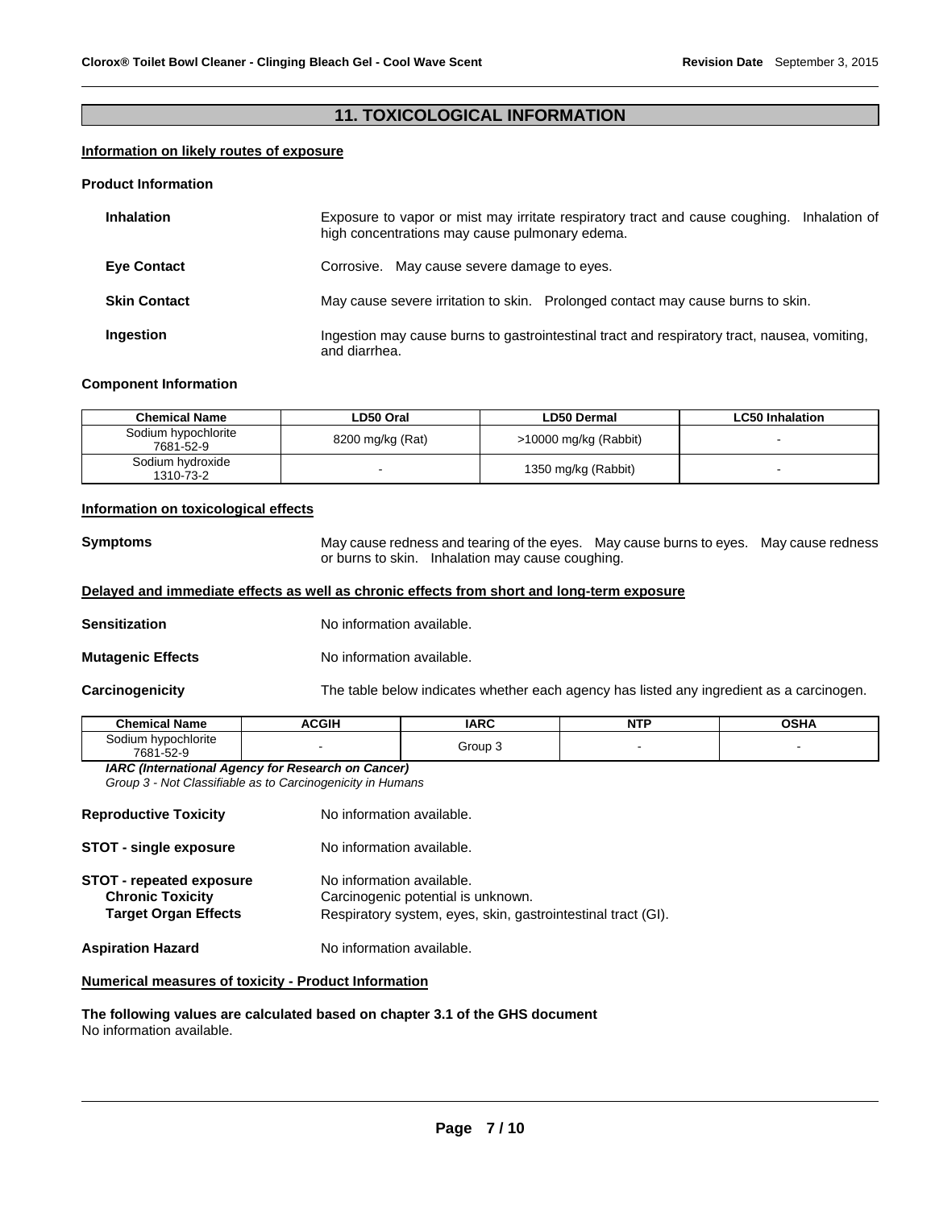## 11. TOXICOLOGICAL INFORMATION

### Information on likely routes of exposure

**Product Information**

**Inhalation** Exposure to vapor or mist may irritate respiratory tract and cause coughing. Inhalation of high concentrations may cause pulmonary edema.

**Eye Contact** Corrosive. May cause severe damage to eyes.

**Skin Contact** May cause severe irritation to skin. Prolonged contact may cause burns to skin.

**Ingestion** Ingestion may cause burns to gastrointestinal tract and respiratory tract, nausea, vomiting, and diarrhea.

**Component Information**

| Chemical Name | LD50 Oral | LD50 Dermal | LC50 Inhalation |
|---|---|---|---|
| Sodium hypochlorite 7681-52-9 | 8200 mg/kg (Rat) | >10000 mg/kg (Rabbit) | - |
| Sodium hydroxide 1310-73-2 | - | 1350 mg/kg (Rabbit) | - |

### Information on toxicological effects

**Symptoms** May cause redness and tearing of the eyes. May cause burns to eyes. May cause redness or burns to skin. Inhalation may cause coughing.

### Delayed and immediate effects as well as chronic effects from short and long-term exposure

**Sensitization** No information available.

**Mutagenic Effects** No information available.

**Carcinogenicity** The table below indicates whether each agency has listed any ingredient as a carcinogen.

| Chemical Name | ACGIH | IARC | NTP | OSHA |
|---|---|---|---|---|
| Sodium hypochlorite 7681-52-9 | - | Group 3 | - | - |

***IARC (International Agency for Research on Cancer)***
*Group 3 - Not Classifiable as to Carcinogenicity in Humans*

**Reproductive Toxicity** No information available.

**STOT - single exposure** No information available.

**STOT - repeated exposure** No information available.
**Chronic Toxicity** Carcinogenic potential is unknown.
**Target Organ Effects** Respiratory system, eyes, skin, gastrointestinal tract (GI).

**Aspiration Hazard** No information available.

### Numerical measures of toxicity - Product Information

**The following values are calculated based on chapter 3.1 of the GHS document**
No information available.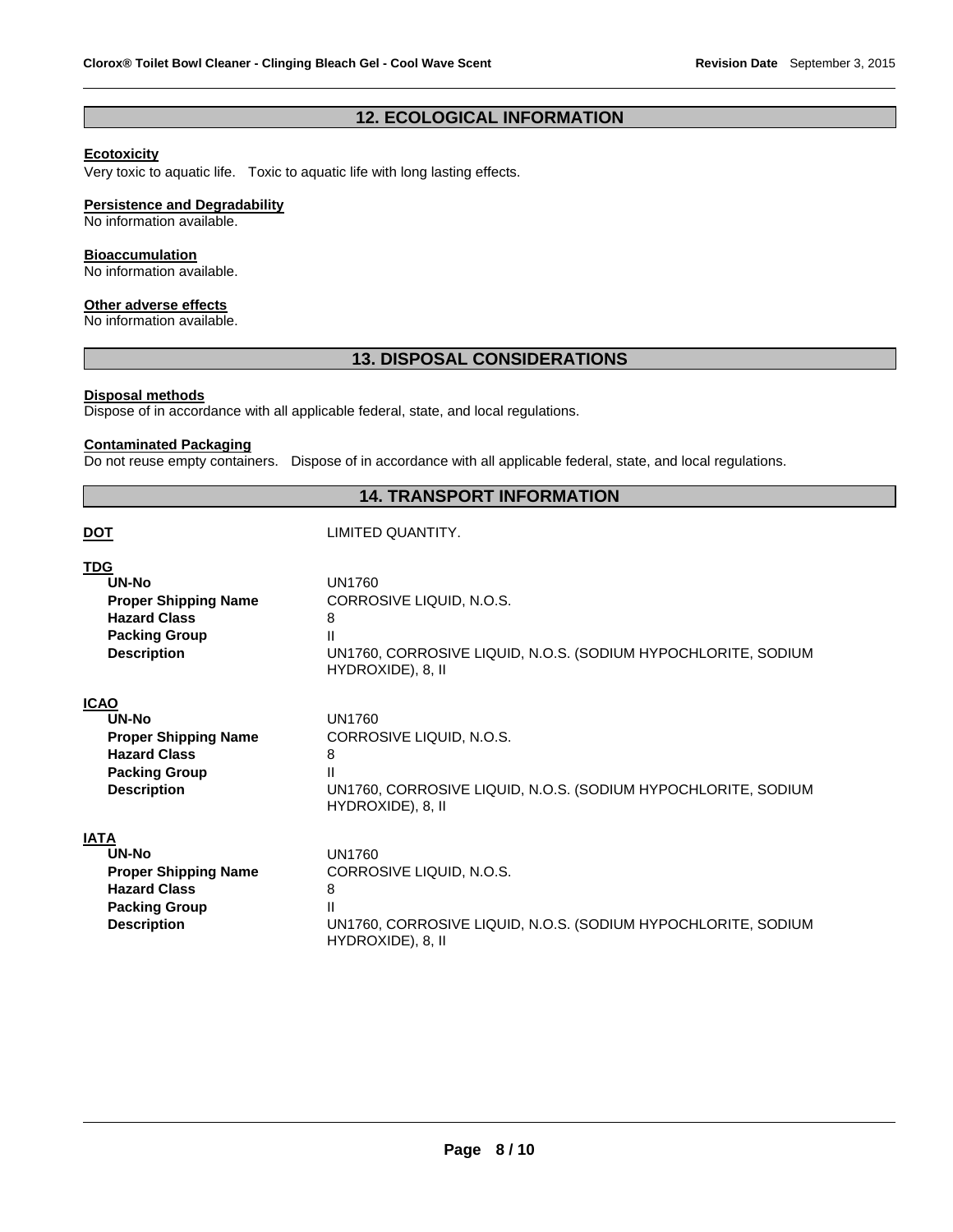## 12. ECOLOGICAL INFORMATION

**Ecotoxicity**
Very toxic to aquatic life. Toxic to aquatic life with long lasting effects.

**Persistence and Degradability**
No information available.

**Bioaccumulation**
No information available.

**Other adverse effects**
No information available.

## 13. DISPOSAL CONSIDERATIONS

**Disposal methods**
Dispose of in accordance with all applicable federal, state, and local regulations.

**Contaminated Packaging**
Do not reuse empty containers. Dispose of in accordance with all applicable federal, state, and local regulations.

## 14. TRANSPORT INFORMATION

**DOT** LIMITED QUANTITY.

**TDG**

| | |
|---|---|
| **UN-No** | UN1760 |
| **Proper Shipping Name** | CORROSIVE LIQUID, N.O.S. |
| **Hazard Class** | 8 |
| **Packing Group** | II |
| **Description** | UN1760, CORROSIVE LIQUID, N.O.S. (SODIUM HYPOCHLORITE, SODIUM HYDROXIDE), 8, II |

**ICAO**

| | |
|---|---|
| **UN-No** | UN1760 |
| **Proper Shipping Name** | CORROSIVE LIQUID, N.O.S. |
| **Hazard Class** | 8 |
| **Packing Group** | II |
| **Description** | UN1760, CORROSIVE LIQUID, N.O.S. (SODIUM HYPOCHLORITE, SODIUM HYDROXIDE), 8, II |

**IATA**

| | |
|---|---|
| **UN-No** | UN1760 |
| **Proper Shipping Name** | CORROSIVE LIQUID, N.O.S. |
| **Hazard Class** | 8 |
| **Packing Group** | II |
| **Description** | UN1760, CORROSIVE LIQUID, N.O.S. (SODIUM HYPOCHLORITE, SODIUM HYDROXIDE), 8, II |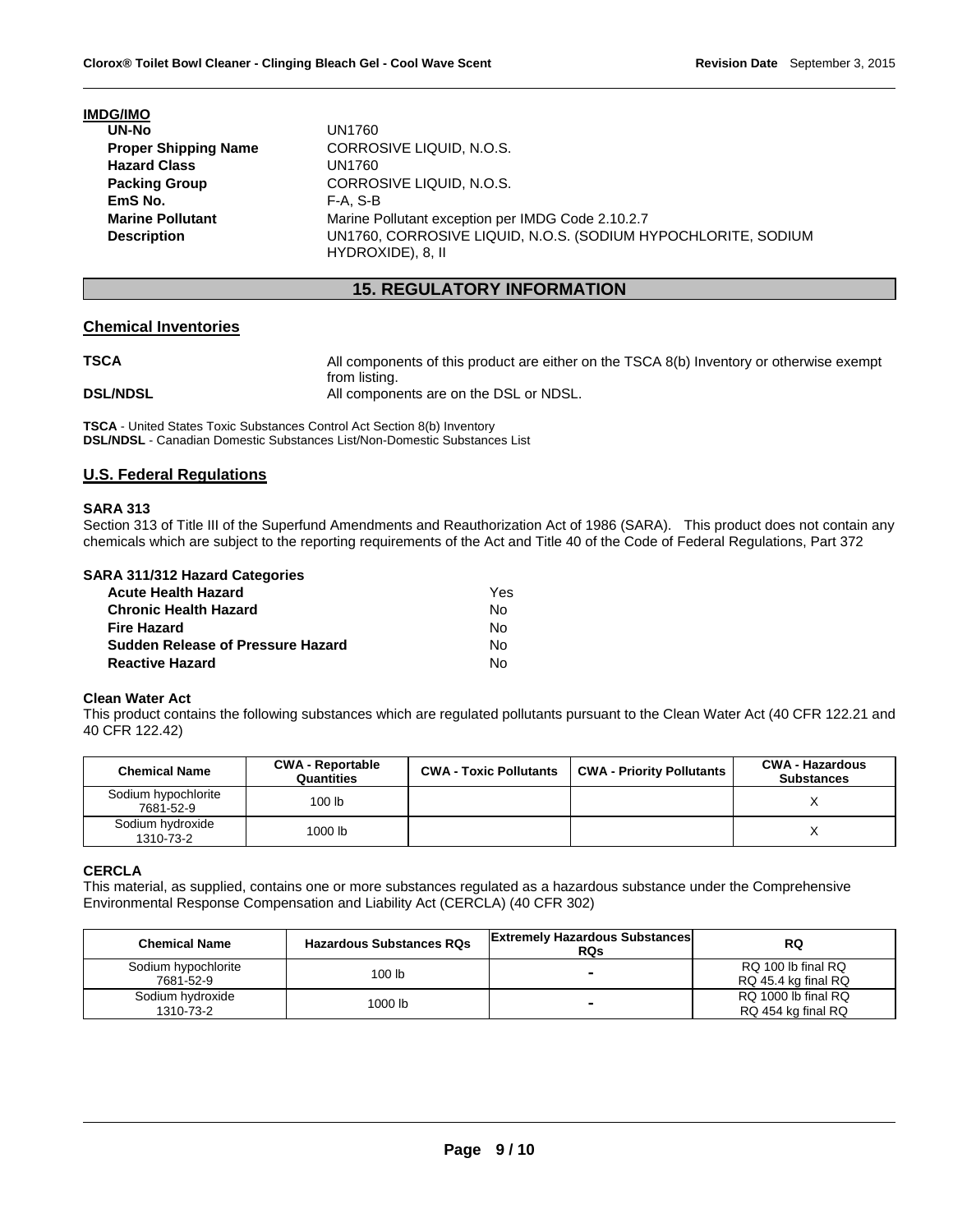**IMDG/IMO**

| | |
|---|---|
| **UN-No** | UN1760 |
| **Proper Shipping Name** | CORROSIVE LIQUID, N.O.S. |
| **Hazard Class** | UN1760 |
| **Packing Group** | CORROSIVE LIQUID, N.O.S. |
| **EmS No.** | F-A, S-B |
| **Marine Pollutant** | Marine Pollutant exception per IMDG Code 2.10.2.7 |
| **Description** | UN1760, CORROSIVE LIQUID, N.O.S. (SODIUM HYPOCHLORITE, SODIUM HYDROXIDE), 8, II |

## 15. REGULATORY INFORMATION

### Chemical Inventories

**TSCA** All components of this product are either on the TSCA 8(b) Inventory or otherwise exempt from listing.

**DSL/NDSL** All components are on the DSL or NDSL.

**TSCA** - United States Toxic Substances Control Act Section 8(b) Inventory
**DSL/NDSL** - Canadian Domestic Substances List/Non-Domestic Substances List

### U.S. Federal Regulations

**SARA 313**

Section 313 of Title III of the Superfund Amendments and Reauthorization Act of 1986 (SARA). This product does not contain any chemicals which are subject to the reporting requirements of the Act and Title 40 of the Code of Federal Regulations, Part 372

**SARA 311/312 Hazard Categories**

| | |
|---|---|
| **Acute Health Hazard** | Yes |
| **Chronic Health Hazard** | No |
| **Fire Hazard** | No |
| **Sudden Release of Pressure Hazard** | No |
| **Reactive Hazard** | No |

**Clean Water Act**

This product contains the following substances which are regulated pollutants pursuant to the Clean Water Act (40 CFR 122.21 and 40 CFR 122.42)

| Chemical Name | CWA - Reportable Quantities | CWA - Toxic Pollutants | CWA - Priority Pollutants | CWA - Hazardous Substances |
|---|---|---|---|---|
| Sodium hypochlorite 7681-52-9 | 100 lb | | | X |
| Sodium hydroxide 1310-73-2 | 1000 lb | | | X |

**CERCLA**

This material, as supplied, contains one or more substances regulated as a hazardous substance under the Comprehensive Environmental Response Compensation and Liability Act (CERCLA) (40 CFR 302)

| Chemical Name | Hazardous Substances RQs | Extremely Hazardous Substances RQs | RQ |
|---|---|---|---|
| Sodium hypochlorite 7681-52-9 | 100 lb | - | RQ 100 lb final RQ RQ 45.4 kg final RQ |
| Sodium hydroxide 1310-73-2 | 1000 lb | - | RQ 1000 lb final RQ RQ 454 kg final RQ |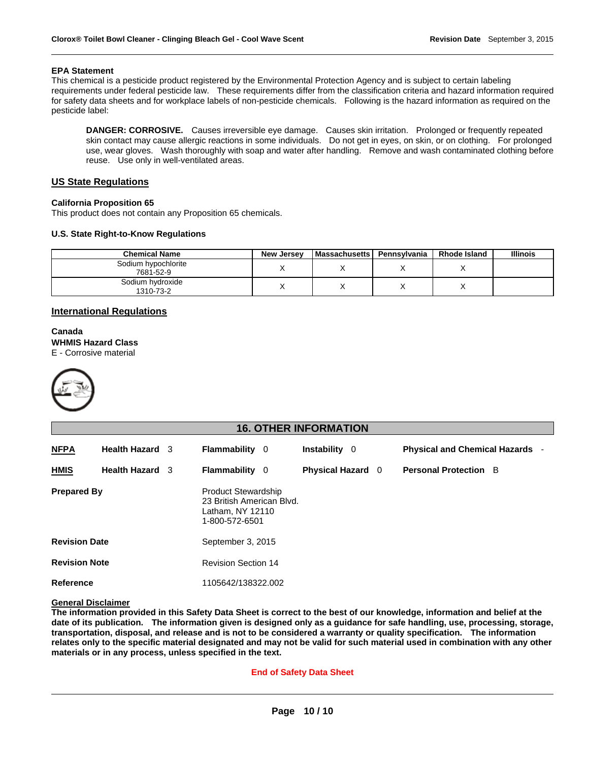**EPA Statement**

This chemical is a pesticide product registered by the Environmental Protection Agency and is subject to certain labeling requirements under federal pesticide law. These requirements differ from the classification criteria and hazard information required for safety data sheets and for workplace labels of non-pesticide chemicals. Following is the hazard information as required on the pesticide label:

> **DANGER: CORROSIVE.** Causes irreversible eye damage. Causes skin irritation. Prolonged or frequently repeated skin contact may cause allergic reactions in some individuals. Do not get in eyes, on skin, or on clothing. For prolonged use, wear gloves. Wash thoroughly with soap and water after handling. Remove and wash contaminated clothing before reuse. Use only in well-ventilated areas.

## US State Regulations

**California Proposition 65**

This product does not contain any Proposition 65 chemicals.

**U.S. State Right-to-Know Regulations**

| Chemical Name | New Jersey | Massachusetts | Pennsylvania | Rhode Island | Illinois |
|---|---|---|---|---|---|
| Sodium hypochlorite 7681-52-9 | X | X | X | X | |
| Sodium hydroxide 1310-73-2 | X | X | X | X | |

## International Regulations

**Canada**

**WHMIS Hazard Class**

E - Corrosive material

## 16. OTHER INFORMATION

| | | | | |
|---|---|---|---|---|
| **NFPA** | **Health Hazard** 3 | **Flammability** 0 | **Instability** 0 | **Physical and Chemical Hazards** - |
| **HMIS** | **Health Hazard** 3 | **Flammability** 0 | **Physical Hazard** 0 | **Personal Protection** B |

**Prepared By**
Product Stewardship
23 British American Blvd.
Latham, NY 12110
1-800-572-6501

**Revision Date** September 3, 2015

**Revision Note** Revision Section 14

**Reference** 1105642/138322.002

**General Disclaimer**

**The information provided in this Safety Data Sheet is correct to the best of our knowledge, information and belief at the date of its publication. The information given is designed only as a guidance for safe handling, use, processing, storage, transportation, disposal, and release and is not to be considered a warranty or quality specification. The information relates only to the specific material designated and may not be valid for such material used in combination with any other materials or in any process, unless specified in the text.**

**End of Safety Data Sheet**